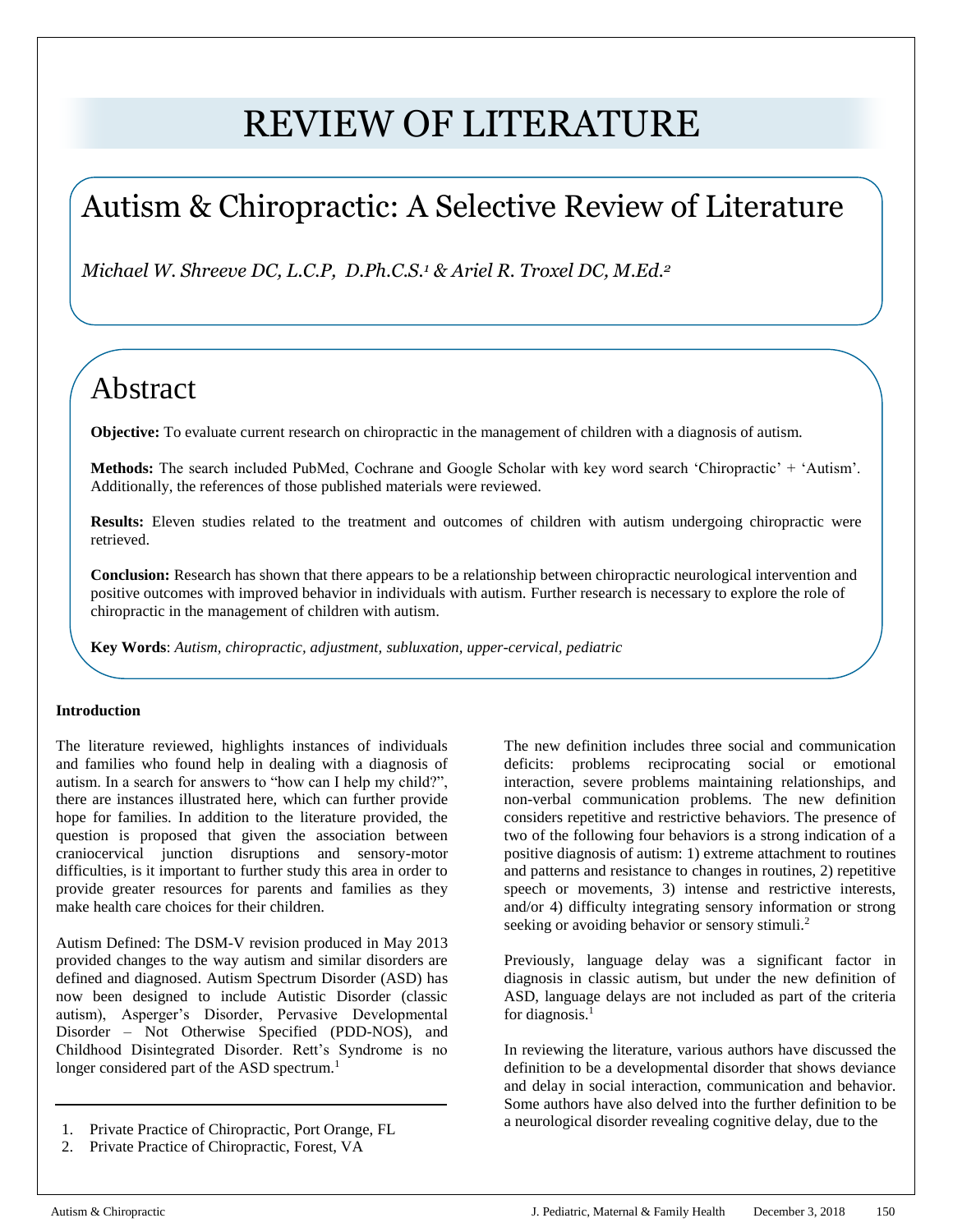# REVIEW OF LITERATURE

## Autism & Chiropractic: A Selective Review of Literature

*Michael W. Shreeve DC, L.C.P, D.Ph.C.S.[1] & Ariel R. Troxel DC, M.Ed.[2]*

## Abstract

**Objective:** To evaluate current research on chiropractic in the management of children with a diagnosis of autism.

**Methods:** The search included PubMed, Cochrane and Google Scholar with key word search 'Chiropractic' + 'Autism'. Additionally, the references of those published materials were reviewed.

**Results:** Eleven studies related to the treatment and outcomes of children with autism undergoing chiropractic were retrieved.

**Conclusion:** Research has shown that there appears to be a relationship between chiropractic neurological intervention and positive outcomes with improved behavior in individuals with autism. Further research is necessary to explore the role of chiropractic in the management of children with autism.

**Key Words**: *Autism, chiropractic, adjustment, subluxation, upper-cervical, pediatric*

### Introduction

The literature reviewed, highlights instances of individuals and families who found help in dealing with a diagnosis of autism. In a search for answers to "how can I help my child?", there are instances illustrated here, which can further provide hope for families. In addition to the literature provided, the question is proposed that given the association between craniocervical junction disruptions and sensory-motor difficulties, is it important to further study this area in order to provide greater resources for parents and families as they make health care choices for their children.

Autism Defined: The DSM-V revision produced in May 2013 provided changes to the way autism and similar disorders are defined and diagnosed. Autism Spectrum Disorder (ASD) has now been designed to include Autistic Disorder (classic autism), Asperger's Disorder, Pervasive Developmental Disorder – Not Otherwise Specified (PDD-NOS), and Childhood Disintegrated Disorder. Rett's Syndrome is no longer considered part of the ASD spectrum.[1]

The new definition includes three social and communication deficits: problems reciprocating social or emotional interaction, severe problems maintaining relationships, and non-verbal communication problems. The new definition considers repetitive and restrictive behaviors. The presence of two of the following four behaviors is a strong indication of a positive diagnosis of autism: 1) extreme attachment to routines and patterns and resistance to changes in routines, 2) repetitive speech or movements, 3) intense and restrictive interests, and/or 4) difficulty integrating sensory information or strong seeking or avoiding behavior or sensory stimuli.[2]

Previously, language delay was a significant factor in diagnosis in classic autism, but under the new definition of ASD, language delays are not included as part of the criteria for diagnosis.[1]

In reviewing the literature, various authors have discussed the definition to be a developmental disorder that shows deviance and delay in social interaction, communication and behavior. Some authors have also delved into the further definition to be a neurological disorder revealing cognitive delay, due to the

---

1. Private Practice of Chiropractic, Port Orange, FL
2. Private Practice of Chiropractic, Forest, VA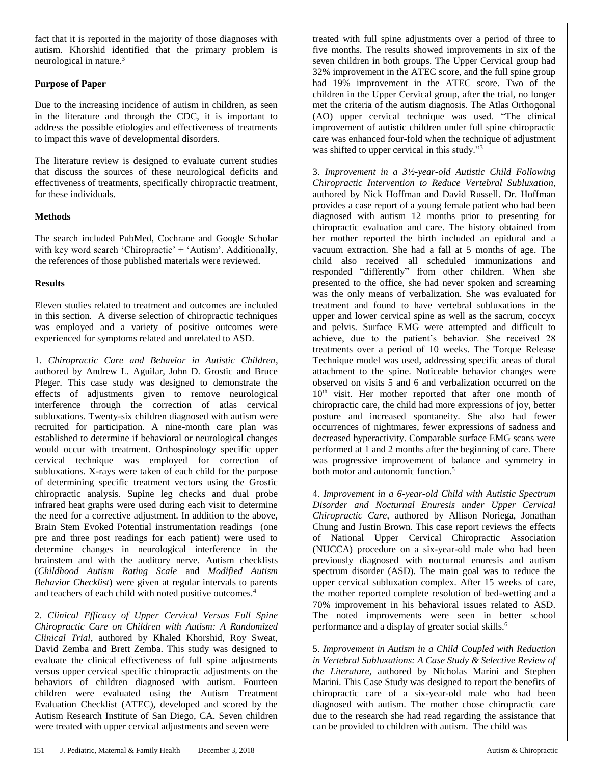fact that it is reported in the majority of those diagnoses with autism. Khorshid identified that the primary problem is neurological in nature.[3]

**Purpose of Paper**

Due to the increasing incidence of autism in children, as seen in the literature and through the CDC, it is important to address the possible etiologies and effectiveness of treatments to impact this wave of developmental disorders.

The literature review is designed to evaluate current studies that discuss the sources of these neurological deficits and effectiveness of treatments, specifically chiropractic treatment, for these individuals.

**Methods**

The search included PubMed, Cochrane and Google Scholar with key word search 'Chiropractic' + 'Autism'. Additionally, the references of those published materials were reviewed.

**Results**

Eleven studies related to treatment and outcomes are included in this section. A diverse selection of chiropractic techniques was employed and a variety of positive outcomes were experienced for symptoms related and unrelated to ASD.

1. *Chiropractic Care and Behavior in Autistic Children*, authored by Andrew L. Aguilar, John D. Grostic and Bruce Pfeger. This case study was designed to demonstrate the effects of adjustments given to remove neurological interference through the correction of atlas cervical subluxations. Twenty-six children diagnosed with autism were recruited for participation. A nine-month care plan was established to determine if behavioral or neurological changes would occur with treatment. Orthospinology specific upper cervical technique was employed for correction of subluxations. X-rays were taken of each child for the purpose of determining specific treatment vectors using the Grostic chiropractic analysis. Supine leg checks and dual probe infrared heat graphs were used during each visit to determine the need for a corrective adjustment. In addition to the above, Brain Stem Evoked Potential instrumentation readings (one pre and three post readings for each patient) were used to determine changes in neurological interference in the brainstem and with the auditory nerve. Autism checklists (*Childhood Autism Rating Scale* and *Modified Autism Behavior Checklist*) were given at regular intervals to parents and teachers of each child with noted positive outcomes.[4]

2. *Clinical Efficacy of Upper Cervical Versus Full Spine Chiropractic Care on Children with Autism: A Randomized Clinical Trial*, authored by Khaled Khorshid, Roy Sweat, David Zemba and Brett Zemba. This study was designed to evaluate the clinical effectiveness of full spine adjustments versus upper cervical specific chiropractic adjustments on the behaviors of children diagnosed with autism. Fourteen children were evaluated using the Autism Treatment Evaluation Checklist (ATEC), developed and scored by the Autism Research Institute of San Diego, CA. Seven children were treated with upper cervical adjustments and seven were treated with full spine adjustments over a period of three to five months. The results showed improvements in six of the seven children in both groups. The Upper Cervical group had 32% improvement in the ATEC score, and the full spine group had 19% improvement in the ATEC score. Two of the children in the Upper Cervical group, after the trial, no longer met the criteria of the autism diagnosis. The Atlas Orthogonal (AO) upper cervical technique was used. "The clinical improvement of autistic children under full spine chiropractic care was enhanced four-fold when the technique of adjustment was shifted to upper cervical in this study."[3]

3. *Improvement in a 3½-year-old Autistic Child Following Chiropractic Intervention to Reduce Vertebral Subluxation*, authored by Nick Hoffman and David Russell. Dr. Hoffman provides a case report of a young female patient who had been diagnosed with autism 12 months prior to presenting for chiropractic evaluation and care. The history obtained from her mother reported the birth included an epidural and a vacuum extraction. She had a fall at 5 months of age. The child also received all scheduled immunizations and responded "differently" from other children. When she presented to the office, she had never spoken and screaming was the only means of verbalization. She was evaluated for treatment and found to have vertebral subluxations in the upper and lower cervical spine as well as the sacrum, coccyx and pelvis. Surface EMG were attempted and difficult to achieve, due to the patient's behavior. She received 28 treatments over a period of 10 weeks. The Torque Release Technique model was used, addressing specific areas of dural attachment to the spine. Noticeable behavior changes were observed on visits 5 and 6 and verbalization occurred on the 10th visit. Her mother reported that after one month of chiropractic care, the child had more expressions of joy, better posture and increased spontaneity. She also had fewer occurrences of nightmares, fewer expressions of sadness and decreased hyperactivity. Comparable surface EMG scans were performed at 1 and 2 months after the beginning of care. There was progressive improvement of balance and symmetry in both motor and autonomic function.[5]

4. *Improvement in a 6-year-old Child with Autistic Spectrum Disorder and Nocturnal Enuresis under Upper Cervical Chiropractic Care*, authored by Allison Noriega, Jonathan Chung and Justin Brown. This case report reviews the effects of National Upper Cervical Chiropractic Association (NUCCA) procedure on a six-year-old male who had been previously diagnosed with nocturnal enuresis and autism spectrum disorder (ASD). The main goal was to reduce the upper cervical subluxation complex. After 15 weeks of care, the mother reported complete resolution of bed-wetting and a 70% improvement in his behavioral issues related to ASD. The noted improvements were seen in better school performance and a display of greater social skills.[6]

5. *Improvement in Autism in a Child Coupled with Reduction in Vertebral Subluxations: A Case Study & Selective Review of the Literature*, authored by Nicholas Marini and Stephen Marini. This Case Study was designed to report the benefits of chiropractic care of a six-year-old male who had been diagnosed with autism. The mother chose chiropractic care due to the research she had read regarding the assistance that can be provided to children with autism. The child was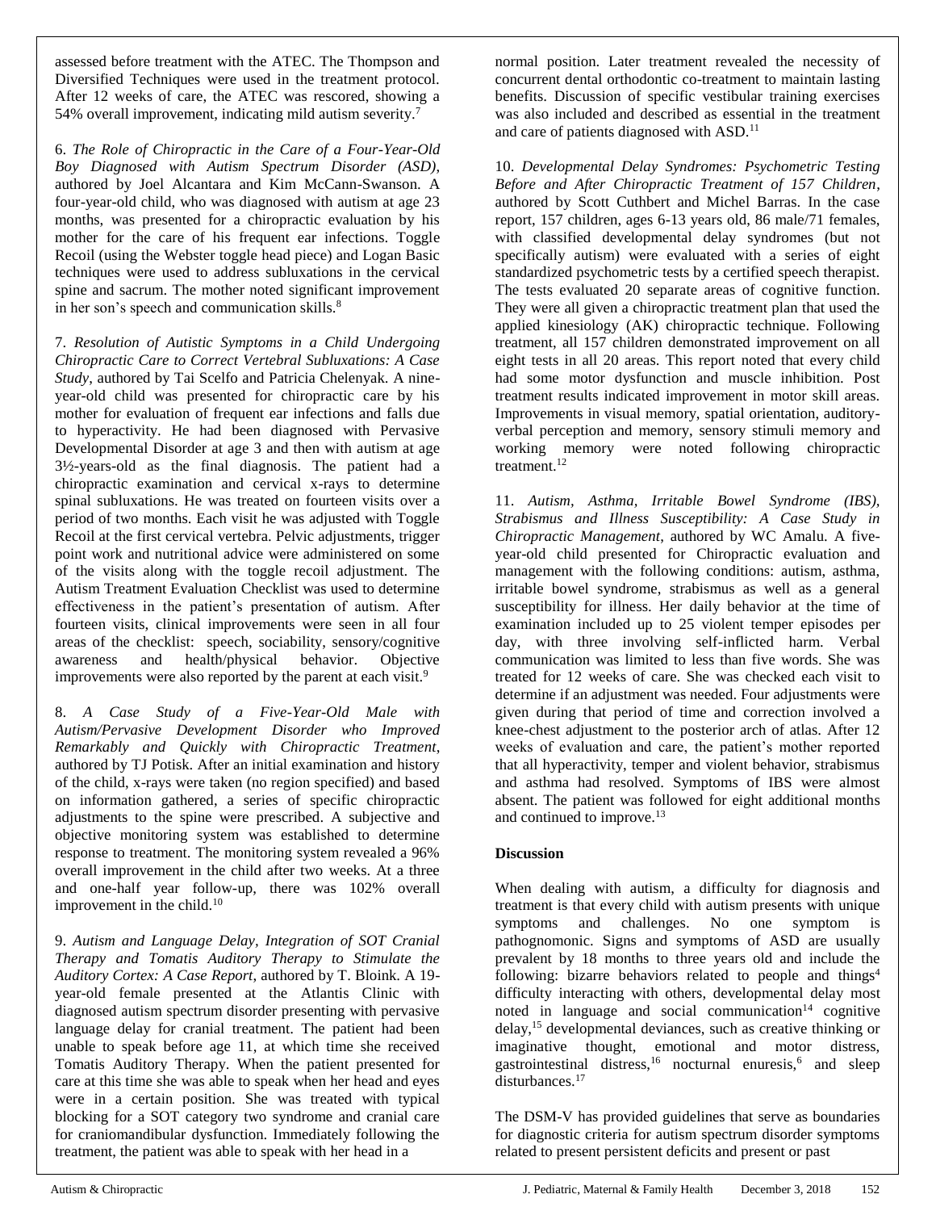assessed before treatment with the ATEC. The Thompson and Diversified Techniques were used in the treatment protocol. After 12 weeks of care, the ATEC was rescored, showing a 54% overall improvement, indicating mild autism severity.[7]

6. *The Role of Chiropractic in the Care of a Four-Year-Old Boy Diagnosed with Autism Spectrum Disorder (ASD)*, authored by Joel Alcantara and Kim McCann-Swanson. A four-year-old child, who was diagnosed with autism at age 23 months, was presented for a chiropractic evaluation by his mother for the care of his frequent ear infections. Toggle Recoil (using the Webster toggle head piece) and Logan Basic techniques were used to address subluxations in the cervical spine and sacrum. The mother noted significant improvement in her son's speech and communication skills.[8]

7. *Resolution of Autistic Symptoms in a Child Undergoing Chiropractic Care to Correct Vertebral Subluxations: A Case Study*, authored by Tai Scelfo and Patricia Chelenyak. A nine-year-old child was presented for chiropractic care by his mother for evaluation of frequent ear infections and falls due to hyperactivity. He had been diagnosed with Pervasive Developmental Disorder at age 3 and then with autism at age 3½-years-old as the final diagnosis. The patient had a chiropractic examination and cervical x-rays to determine spinal subluxations. He was treated on fourteen visits over a period of two months. Each visit he was adjusted with Toggle Recoil at the first cervical vertebra. Pelvic adjustments, trigger point work and nutritional advice were administered on some of the visits along with the toggle recoil adjustment. The Autism Treatment Evaluation Checklist was used to determine effectiveness in the patient's presentation of autism. After fourteen visits, clinical improvements were seen in all four areas of the checklist: speech, sociability, sensory/cognitive awareness and health/physical behavior. Objective improvements were also reported by the parent at each visit.[9]

8. *A Case Study of a Five-Year-Old Male with Autism/Pervasive Development Disorder who Improved Remarkably and Quickly with Chiropractic Treatment*, authored by TJ Potisk. After an initial examination and history of the child, x-rays were taken (no region specified) and based on information gathered, a series of specific chiropractic adjustments to the spine were prescribed. A subjective and objective monitoring system was established to determine response to treatment. The monitoring system revealed a 96% overall improvement in the child after two weeks. At a three and one-half year follow-up, there was 102% overall improvement in the child.[10]

9. *Autism and Language Delay, Integration of SOT Cranial Therapy and Tomatis Auditory Therapy to Stimulate the Auditory Cortex: A Case Report*, authored by T. Bloink. A 19-year-old female presented at the Atlantis Clinic with diagnosed autism spectrum disorder presenting with pervasive language delay for cranial treatment. The patient had been unable to speak before age 11, at which time she received Tomatis Auditory Therapy. When the patient presented for care at this time she was able to speak when her head and eyes were in a certain position. She was treated with typical blocking for a SOT category two syndrome and cranial care for craniomandibular dysfunction. Immediately following the treatment, the patient was able to speak with her head in a normal position. Later treatment revealed the necessity of concurrent dental orthodontic co-treatment to maintain lasting benefits. Discussion of specific vestibular training exercises was also included and described as essential in the treatment and care of patients diagnosed with ASD.[11]

10. *Developmental Delay Syndromes: Psychometric Testing Before and After Chiropractic Treatment of 157 Children*, authored by Scott Cuthbert and Michel Barras. In the case report, 157 children, ages 6-13 years old, 86 male/71 females, with classified developmental delay syndromes (but not specifically autism) were evaluated with a series of eight standardized psychometric tests by a certified speech therapist. The tests evaluated 20 separate areas of cognitive function. They were all given a chiropractic treatment plan that used the applied kinesiology (AK) chiropractic technique. Following treatment, all 157 children demonstrated improvement on all eight tests in all 20 areas. This report noted that every child had some motor dysfunction and muscle inhibition. Post treatment results indicated improvement in motor skill areas. Improvements in visual memory, spatial orientation, auditory-verbal perception and memory, sensory stimuli memory and working memory were noted following chiropractic treatment.[12]

11. *Autism, Asthma, Irritable Bowel Syndrome (IBS), Strabismus and Illness Susceptibility: A Case Study in Chiropractic Management*, authored by WC Amalu. A five-year-old child presented for Chiropractic evaluation and management with the following conditions: autism, asthma, irritable bowel syndrome, strabismus as well as a general susceptibility for illness. Her daily behavior at the time of examination included up to 25 violent temper episodes per day, with three involving self-inflicted harm. Verbal communication was limited to less than five words. She was treated for 12 weeks of care. She was checked each visit to determine if an adjustment was needed. Four adjustments were given during that period of time and correction involved a knee-chest adjustment to the posterior arch of atlas. After 12 weeks of evaluation and care, the patient's mother reported that all hyperactivity, temper and violent behavior, strabismus and asthma had resolved. Symptoms of IBS were almost absent. The patient was followed for eight additional months and continued to improve.[13]

**Discussion**

When dealing with autism, a difficulty for diagnosis and treatment is that every child with autism presents with unique symptoms and challenges. No one symptom is pathognomonic. Signs and symptoms of ASD are usually prevalent by 18 months to three years old and include the following: bizarre behaviors related to people and things[4] difficulty interacting with others, developmental delay most noted in language and social communication[14] cognitive delay,[15] developmental deviances, such as creative thinking or imaginative thought, emotional and motor distress, gastrointestinal distress,[16] nocturnal enuresis,[6] and sleep disturbances.[17]

The DSM-V has provided guidelines that serve as boundaries for diagnostic criteria for autism spectrum disorder symptoms related to present persistent deficits and present or past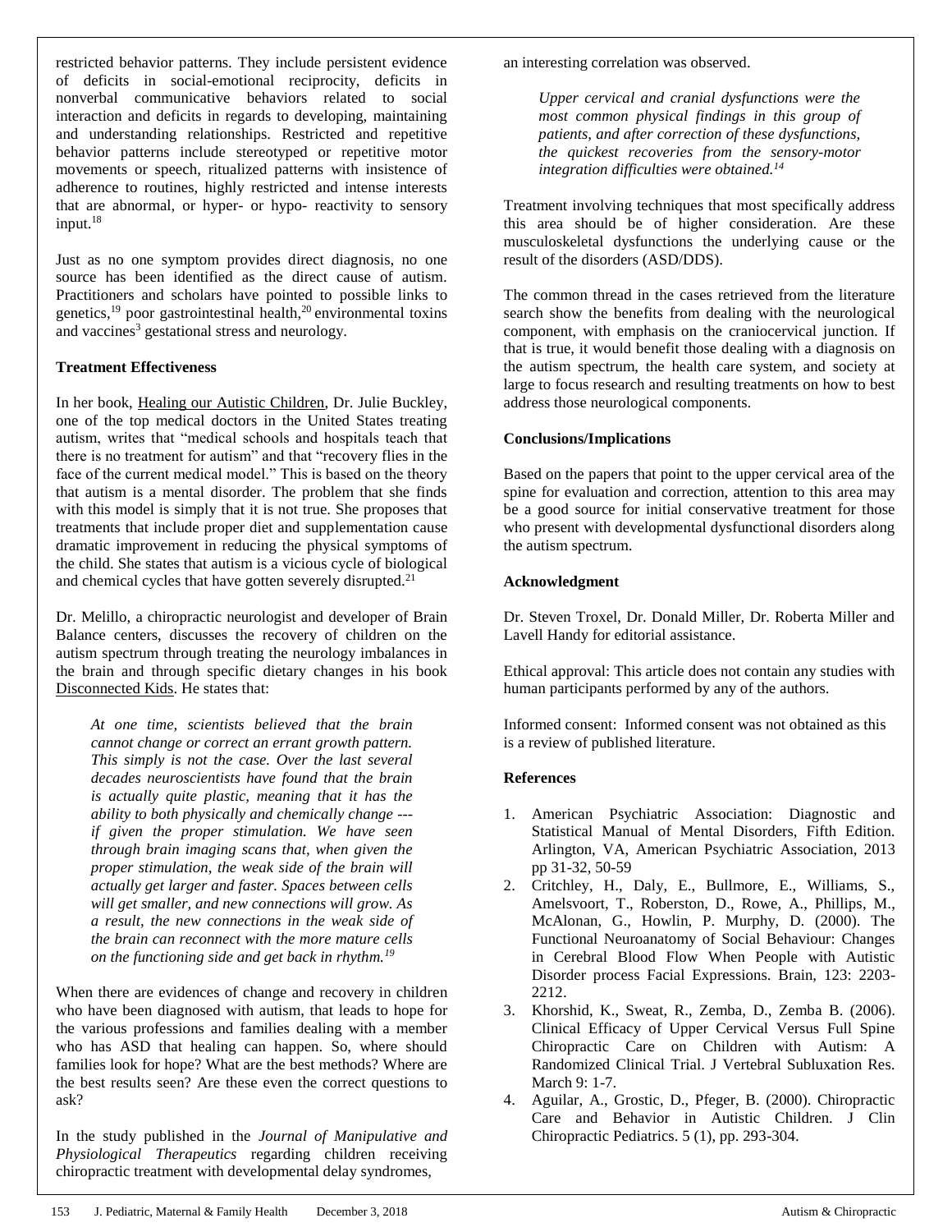restricted behavior patterns. They include persistent evidence of deficits in social-emotional reciprocity, deficits in nonverbal communicative behaviors related to social interaction and deficits in regards to developing, maintaining and understanding relationships. Restricted and repetitive behavior patterns include stereotyped or repetitive motor movements or speech, ritualized patterns with insistence of adherence to routines, highly restricted and intense interests that are abnormal, or hyper- or hypo- reactivity to sensory input.[18]

Just as no one symptom provides direct diagnosis, no one source has been identified as the direct cause of autism. Practitioners and scholars have pointed to possible links to genetics,[19] poor gastrointestinal health,[20] environmental toxins and vaccines[3] gestational stress and neurology.

**Treatment Effectiveness**

In her book, Healing our Autistic Children, Dr. Julie Buckley, one of the top medical doctors in the United States treating autism, writes that "medical schools and hospitals teach that there is no treatment for autism" and that "recovery flies in the face of the current medical model." This is based on the theory that autism is a mental disorder. The problem that she finds with this model is simply that it is not true. She proposes that treatments that include proper diet and supplementation cause dramatic improvement in reducing the physical symptoms of the child. She states that autism is a vicious cycle of biological and chemical cycles that have gotten severely disrupted.[21]

Dr. Melillo, a chiropractic neurologist and developer of Brain Balance centers, discusses the recovery of children on the autism spectrum through treating the neurology imbalances in the brain and through specific dietary changes in his book Disconnected Kids. He states that:

> *At one time, scientists believed that the brain cannot change or correct an errant growth pattern. This simply is not the case. Over the last several decades neuroscientists have found that the brain is actually quite plastic, meaning that it has the ability to both physically and chemically change --- if given the proper stimulation. We have seen through brain imaging scans that, when given the proper stimulation, the weak side of the brain will actually get larger and faster. Spaces between cells will get smaller, and new connections will grow. As a result, the new connections in the weak side of the brain can reconnect with the more mature cells on the functioning side and get back in rhythm.*[19]

When there are evidences of change and recovery in children who have been diagnosed with autism, that leads to hope for the various professions and families dealing with a member who has ASD that healing can happen. So, where should families look for hope? What are the best methods? Where are the best results seen? Are these even the correct questions to ask?

In the study published in the *Journal of Manipulative and Physiological Therapeutics* regarding children receiving chiropractic treatment with developmental delay syndromes, an interesting correlation was observed.

> *Upper cervical and cranial dysfunctions were the most common physical findings in this group of patients, and after correction of these dysfunctions, the quickest recoveries from the sensory-motor integration difficulties were obtained.*[14]

Treatment involving techniques that most specifically address this area should be of higher consideration. Are these musculoskeletal dysfunctions the underlying cause or the result of the disorders (ASD/DDS).

The common thread in the cases retrieved from the literature search show the benefits from dealing with the neurological component, with emphasis on the craniocervical junction. If that is true, it would benefit those dealing with a diagnosis on the autism spectrum, the health care system, and society at large to focus research and resulting treatments on how to best address those neurological components.

**Conclusions/Implications**

Based on the papers that point to the upper cervical area of the spine for evaluation and correction, attention to this area may be a good source for initial conservative treatment for those who present with developmental dysfunctional disorders along the autism spectrum.

**Acknowledgment**

Dr. Steven Troxel, Dr. Donald Miller, Dr. Roberta Miller and Lavell Handy for editorial assistance.

Ethical approval: This article does not contain any studies with human participants performed by any of the authors.

Informed consent: Informed consent was not obtained as this is a review of published literature.

**References**

1. American Psychiatric Association: Diagnostic and Statistical Manual of Mental Disorders, Fifth Edition. Arlington, VA, American Psychiatric Association, 2013 pp 31-32, 50-59
2. Critchley, H., Daly, E., Bullmore, E., Williams, S., Amelsvoort, T., Roberston, D., Rowe, A., Phillips, M., McAlonan, G., Howlin, P. Murphy, D. (2000). The Functional Neuroanatomy of Social Behaviour: Changes in Cerebral Blood Flow When People with Autistic Disorder process Facial Expressions. Brain, 123: 2203-2212.
3. Khorshid, K., Sweat, R., Zemba, D., Zemba B. (2006). Clinical Efficacy of Upper Cervical Versus Full Spine Chiropractic Care on Children with Autism: A Randomized Clinical Trial. J Vertebral Subluxation Res. March 9: 1-7.
4. Aguilar, A., Grostic, D., Pfeger, B. (2000). Chiropractic Care and Behavior in Autistic Children. J Clin Chiropractic Pediatrics. 5 (1), pp. 293-304.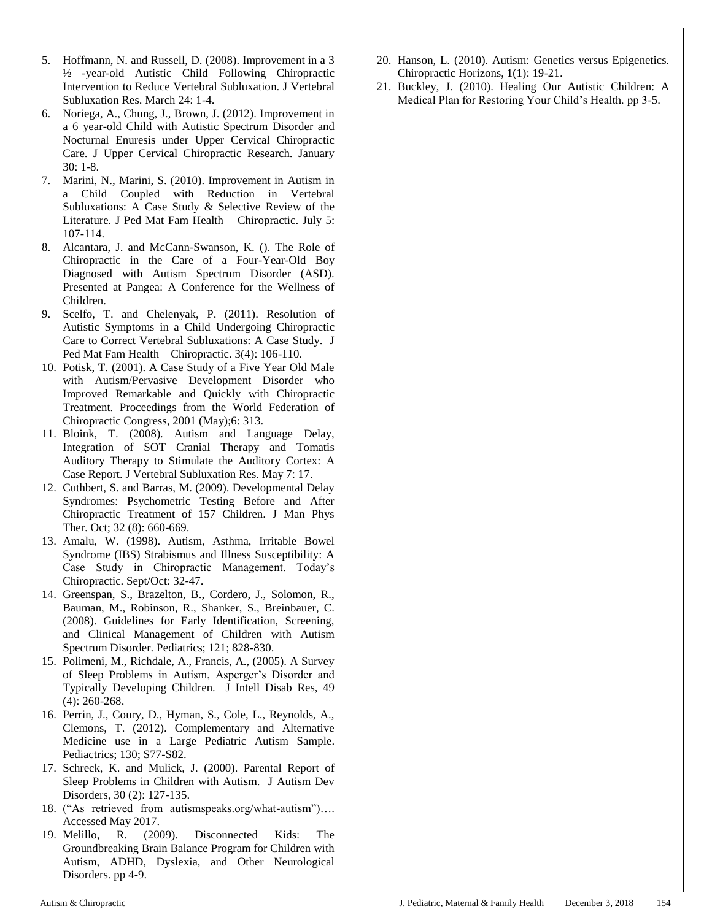5. Hoffmann, N. and Russell, D. (2008). Improvement in a 3 ½ -year-old Autistic Child Following Chiropractic Intervention to Reduce Vertebral Subluxation. J Vertebral Subluxation Res. March 24: 1-4.
6. Noriega, A., Chung, J., Brown, J. (2012). Improvement in a 6 year-old Child with Autistic Spectrum Disorder and Nocturnal Enuresis under Upper Cervical Chiropractic Care. J Upper Cervical Chiropractic Research. January 30: 1-8.
7. Marini, N., Marini, S. (2010). Improvement in Autism in a Child Coupled with Reduction in Vertebral Subluxations: A Case Study & Selective Review of the Literature. J Ped Mat Fam Health – Chiropractic. July 5: 107-114.
8. Alcantara, J. and McCann-Swanson, K. (). The Role of Chiropractic in the Care of a Four-Year-Old Boy Diagnosed with Autism Spectrum Disorder (ASD). Presented at Pangea: A Conference for the Wellness of Children.
9. Scelfo, T. and Chelenyak, P. (2011). Resolution of Autistic Symptoms in a Child Undergoing Chiropractic Care to Correct Vertebral Subluxations: A Case Study. J Ped Mat Fam Health – Chiropractic. 3(4): 106-110.
10. Potisk, T. (2001). A Case Study of a Five Year Old Male with Autism/Pervasive Development Disorder who Improved Remarkable and Quickly with Chiropractic Treatment. Proceedings from the World Federation of Chiropractic Congress, 2001 (May);6: 313.
11. Bloink, T. (2008). Autism and Language Delay, Integration of SOT Cranial Therapy and Tomatis Auditory Therapy to Stimulate the Auditory Cortex: A Case Report. J Vertebral Subluxation Res. May 7: 17.
12. Cuthbert, S. and Barras, M. (2009). Developmental Delay Syndromes: Psychometric Testing Before and After Chiropractic Treatment of 157 Children. J Man Phys Ther. Oct; 32 (8): 660-669.
13. Amalu, W. (1998). Autism, Asthma, Irritable Bowel Syndrome (IBS) Strabismus and Illness Susceptibility: A Case Study in Chiropractic Management. Today's Chiropractic. Sept/Oct: 32-47.
14. Greenspan, S., Brazelton, B., Cordero, J., Solomon, R., Bauman, M., Robinson, R., Shanker, S., Breinbauer, C. (2008). Guidelines for Early Identification, Screening, and Clinical Management of Children with Autism Spectrum Disorder. Pediatrics; 121; 828-830.
15. Polimeni, M., Richdale, A., Francis, A., (2005). A Survey of Sleep Problems in Autism, Asperger's Disorder and Typically Developing Children. J Intell Disab Res, 49 (4): 260-268.
16. Perrin, J., Coury, D., Hyman, S., Cole, L., Reynolds, A., Clemons, T. (2012). Complementary and Alternative Medicine use in a Large Pediatric Autism Sample. Pediactrics; 130; S77-S82.
17. Schreck, K. and Mulick, J. (2000). Parental Report of Sleep Problems in Children with Autism. J Autism Dev Disorders, 30 (2): 127-135.
18. ("As retrieved from autismspeaks.org/what-autism")…. Accessed May 2017.
19. Melillo, R. (2009). Disconnected Kids: The Groundbreaking Brain Balance Program for Children with Autism, ADHD, Dyslexia, and Other Neurological Disorders. pp 4-9.
20. Hanson, L. (2010). Autism: Genetics versus Epigenetics. Chiropractic Horizons, 1(1): 19-21.
21. Buckley, J. (2010). Healing Our Autistic Children: A Medical Plan for Restoring Your Child's Health. pp 3-5.